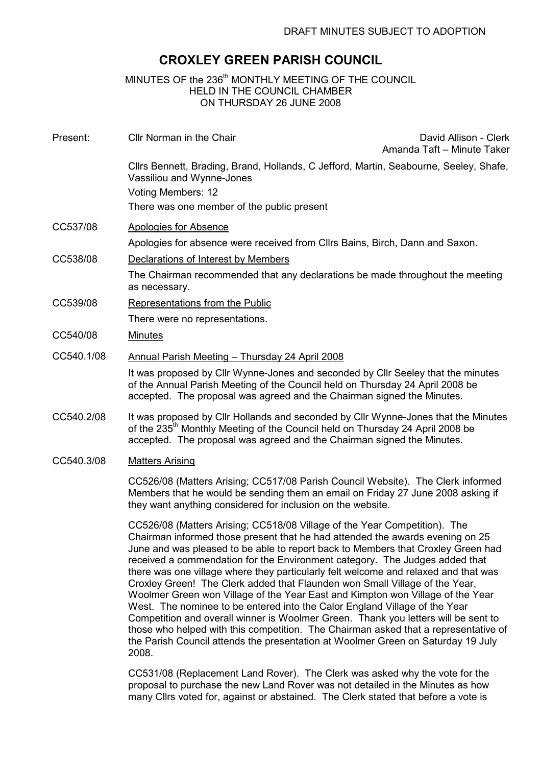DRAFT MINUTES SUBJECT TO ADOPTION

# CROXLEY GREEN PARISH COUNCIL

MINUTES OF the 236th MONTHLY MEETING OF THE COUNCIL
HELD IN THE COUNCIL CHAMBER
ON THURSDAY 26 JUNE 2008

Present: Cllr Norman in the Chair — David Allison - Clerk, Amanda Taft – Minute Taker

Cllrs Bennett, Brading, Brand, Hollands, C Jefford, Martin, Seabourne, Seeley, Shafe, Vassiliou and Wynne-Jones

Voting Members: 12

There was one member of the public present

CC537/08 Apologies for Absence

Apologies for absence were received from Cllrs Bains, Birch, Dann and Saxon.

CC538/08 Declarations of Interest by Members

The Chairman recommended that any declarations be made throughout the meeting as necessary.

CC539/08 Representations from the Public

There were no representations.

CC540/08 Minutes

CC540.1/08 Annual Parish Meeting – Thursday 24 April 2008

It was proposed by Cllr Wynne-Jones and seconded by Cllr Seeley that the minutes of the Annual Parish Meeting of the Council held on Thursday 24 April 2008 be accepted. The proposal was agreed and the Chairman signed the Minutes.

CC540.2/08 It was proposed by Cllr Hollands and seconded by Cllr Wynne-Jones that the Minutes of the 235th Monthly Meeting of the Council held on Thursday 24 April 2008 be accepted. The proposal was agreed and the Chairman signed the Minutes.

CC540.3/08 Matters Arising

CC526/08 (Matters Arising; CC517/08 Parish Council Website). The Clerk informed Members that he would be sending them an email on Friday 27 June 2008 asking if they want anything considered for inclusion on the website.

CC526/08 (Matters Arising; CC518/08 Village of the Year Competition). The Chairman informed those present that he had attended the awards evening on 25 June and was pleased to be able to report back to Members that Croxley Green had received a commendation for the Environment category. The Judges added that there was one village where they particularly felt welcome and relaxed and that was Croxley Green! The Clerk added that Flaunden won Small Village of the Year, Woolmer Green won Village of the Year East and Kimpton won Village of the Year West. The nominee to be entered into the Calor England Village of the Year Competition and overall winner is Woolmer Green. Thank you letters will be sent to those who helped with this competition. The Chairman asked that a representative of the Parish Council attends the presentation at Woolmer Green on Saturday 19 July 2008.

CC531/08 (Replacement Land Rover). The Clerk was asked why the vote for the proposal to purchase the new Land Rover was not detailed in the Minutes as how many Cllrs voted for, against or abstained. The Clerk stated that before a vote is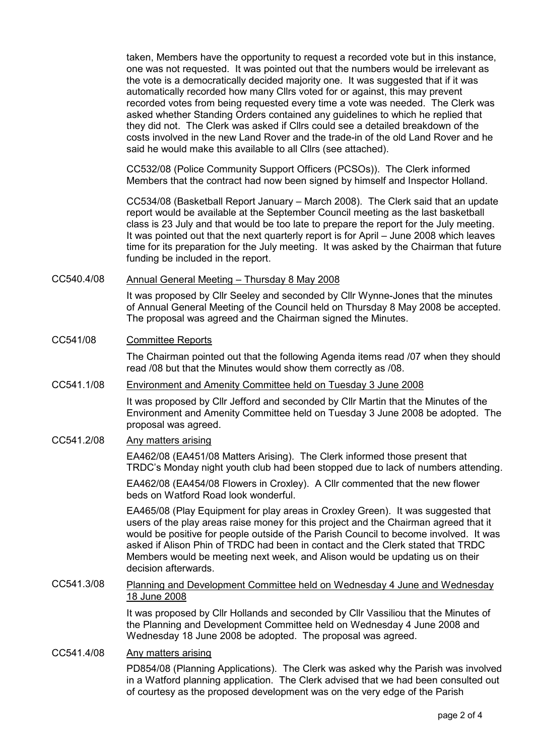taken, Members have the opportunity to request a recorded vote but in this instance, one was not requested. It was pointed out that the numbers would be irrelevant as the vote is a democratically decided majority one. It was suggested that if it was automatically recorded how many Cllrs voted for or against, this may prevent recorded votes from being requested every time a vote was needed. The Clerk was asked whether Standing Orders contained any guidelines to which he replied that they did not. The Clerk was asked if Cllrs could see a detailed breakdown of the costs involved in the new Land Rover and the trade-in of the old Land Rover and he said he would make this available to all Cllrs (see attached).

CC532/08 (Police Community Support Officers (PCSOs)). The Clerk informed Members that the contract had now been signed by himself and Inspector Holland.

CC534/08 (Basketball Report January – March 2008). The Clerk said that an update report would be available at the September Council meeting as the last basketball class is 23 July and that would be too late to prepare the report for the July meeting. It was pointed out that the next quarterly report is for April – June 2008 which leaves time for its preparation for the July meeting. It was asked by the Chairman that future funding be included in the report.

CC540.4/08 <u>Annual General Meeting – Thursday 8 May 2008</u>

It was proposed by Cllr Seeley and seconded by Cllr Wynne-Jones that the minutes of Annual General Meeting of the Council held on Thursday 8 May 2008 be accepted. The proposal was agreed and the Chairman signed the Minutes.

CC541/08 <u>Committee Reports</u>

The Chairman pointed out that the following Agenda items read /07 when they should read /08 but that the Minutes would show them correctly as /08.

CC541.1/08 <u>Environment and Amenity Committee held on Tuesday 3 June 2008</u>

It was proposed by Cllr Jefford and seconded by Cllr Martin that the Minutes of the Environment and Amenity Committee held on Tuesday 3 June 2008 be adopted. The proposal was agreed.

CC541.2/08 <u>Any matters arising</u>

EA462/08 (EA451/08 Matters Arising). The Clerk informed those present that TRDC's Monday night youth club had been stopped due to lack of numbers attending.

EA462/08 (EA454/08 Flowers in Croxley). A Cllr commented that the new flower beds on Watford Road look wonderful.

EA465/08 (Play Equipment for play areas in Croxley Green). It was suggested that users of the play areas raise money for this project and the Chairman agreed that it would be positive for people outside of the Parish Council to become involved. It was asked if Alison Phin of TRDC had been in contact and the Clerk stated that TRDC Members would be meeting next week, and Alison would be updating us on their decision afterwards.

CC541.3/08 <u>Planning and Development Committee held on Wednesday 4 June and Wednesday 18 June 2008</u>

It was proposed by Cllr Hollands and seconded by Cllr Vassiliou that the Minutes of the Planning and Development Committee held on Wednesday 4 June 2008 and Wednesday 18 June 2008 be adopted. The proposal was agreed.

CC541.4/08 <u>Any matters arising</u>

PD854/08 (Planning Applications). The Clerk was asked why the Parish was involved in a Watford planning application. The Clerk advised that we had been consulted out of courtesy as the proposed development was on the very edge of the Parish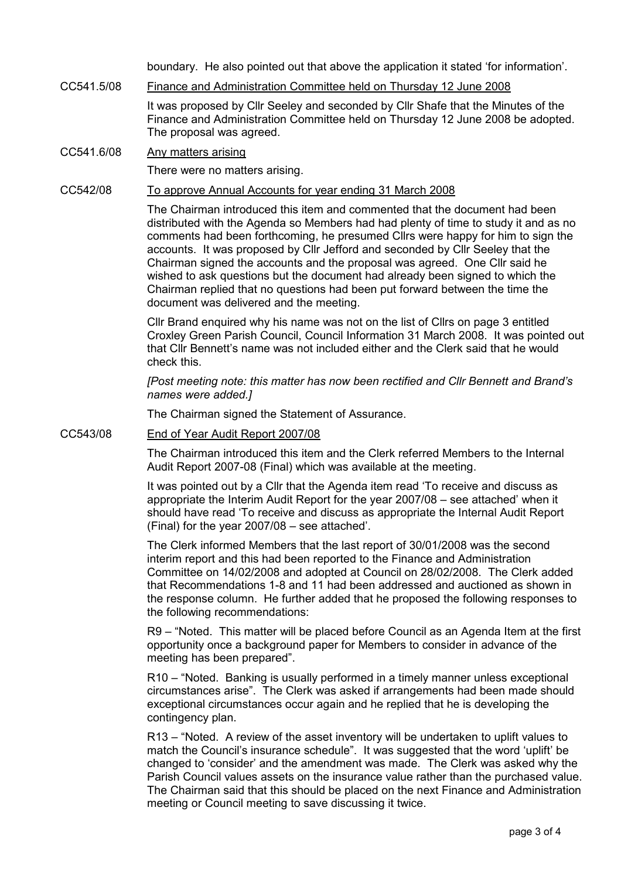boundary. He also pointed out that above the application it stated 'for information'.

CC541.5/08 Finance and Administration Committee held on Thursday 12 June 2008

It was proposed by Cllr Seeley and seconded by Cllr Shafe that the Minutes of the Finance and Administration Committee held on Thursday 12 June 2008 be adopted. The proposal was agreed.

CC541.6/08 Any matters arising

There were no matters arising.

CC542/08 To approve Annual Accounts for year ending 31 March 2008

The Chairman introduced this item and commented that the document had been distributed with the Agenda so Members had had plenty of time to study it and as no comments had been forthcoming, he presumed Cllrs were happy for him to sign the accounts. It was proposed by Cllr Jefford and seconded by Cllr Seeley that the Chairman signed the accounts and the proposal was agreed. One Cllr said he wished to ask questions but the document had already been signed to which the Chairman replied that no questions had been put forward between the time the document was delivered and the meeting.

Cllr Brand enquired why his name was not on the list of Cllrs on page 3 entitled Croxley Green Parish Council, Council Information 31 March 2008. It was pointed out that Cllr Bennett's name was not included either and the Clerk said that he would check this.

*[Post meeting note: this matter has now been rectified and Cllr Bennett and Brand's names were added.]*

The Chairman signed the Statement of Assurance.

CC543/08 End of Year Audit Report 2007/08

The Chairman introduced this item and the Clerk referred Members to the Internal Audit Report 2007-08 (Final) which was available at the meeting.

It was pointed out by a Cllr that the Agenda item read 'To receive and discuss as appropriate the Interim Audit Report for the year 2007/08 – see attached' when it should have read 'To receive and discuss as appropriate the Internal Audit Report (Final) for the year 2007/08 – see attached'.

The Clerk informed Members that the last report of 30/01/2008 was the second interim report and this had been reported to the Finance and Administration Committee on 14/02/2008 and adopted at Council on 28/02/2008. The Clerk added that Recommendations 1-8 and 11 had been addressed and auctioned as shown in the response column. He further added that he proposed the following responses to the following recommendations:

R9 – "Noted. This matter will be placed before Council as an Agenda Item at the first opportunity once a background paper for Members to consider in advance of the meeting has been prepared".

R10 – "Noted. Banking is usually performed in a timely manner unless exceptional circumstances arise". The Clerk was asked if arrangements had been made should exceptional circumstances occur again and he replied that he is developing the contingency plan.

R13 – "Noted. A review of the asset inventory will be undertaken to uplift values to match the Council's insurance schedule". It was suggested that the word 'uplift' be changed to 'consider' and the amendment was made. The Clerk was asked why the Parish Council values assets on the insurance value rather than the purchased value. The Chairman said that this should be placed on the next Finance and Administration meeting or Council meeting to save discussing it twice.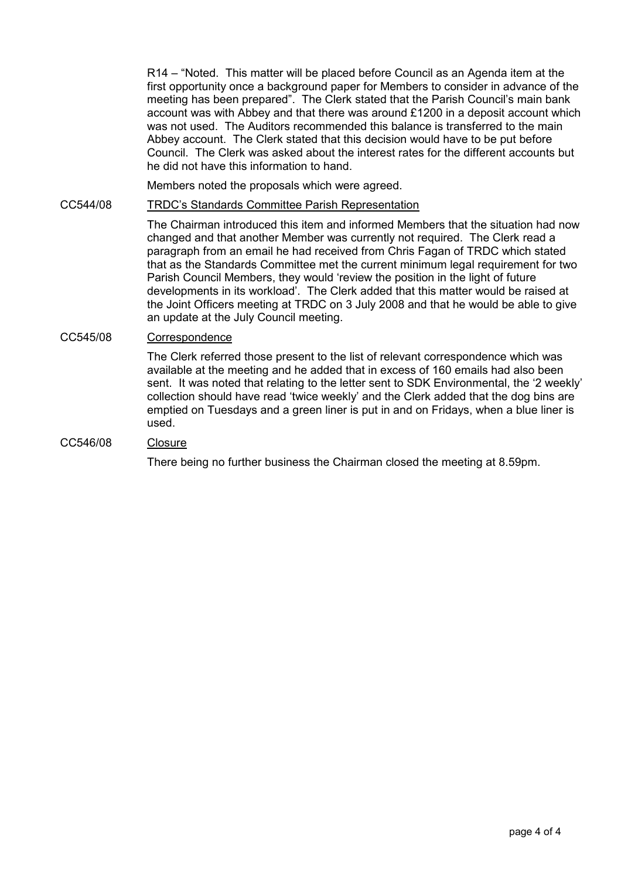R14 – "Noted. This matter will be placed before Council as an Agenda item at the first opportunity once a background paper for Members to consider in advance of the meeting has been prepared". The Clerk stated that the Parish Council's main bank account was with Abbey and that there was around £1200 in a deposit account which was not used. The Auditors recommended this balance is transferred to the main Abbey account. The Clerk stated that this decision would have to be put before Council. The Clerk was asked about the interest rates for the different accounts but he did not have this information to hand.

Members noted the proposals which were agreed.

CC544/08 TRDC's Standards Committee Parish Representation

The Chairman introduced this item and informed Members that the situation had now changed and that another Member was currently not required. The Clerk read a paragraph from an email he had received from Chris Fagan of TRDC which stated that as the Standards Committee met the current minimum legal requirement for two Parish Council Members, they would 'review the position in the light of future developments in its workload'. The Clerk added that this matter would be raised at the Joint Officers meeting at TRDC on 3 July 2008 and that he would be able to give an update at the July Council meeting.

CC545/08 Correspondence

The Clerk referred those present to the list of relevant correspondence which was available at the meeting and he added that in excess of 160 emails had also been sent. It was noted that relating to the letter sent to SDK Environmental, the '2 weekly' collection should have read 'twice weekly' and the Clerk added that the dog bins are emptied on Tuesdays and a green liner is put in and on Fridays, when a blue liner is used.

CC546/08 Closure

There being no further business the Chairman closed the meeting at 8.59pm.